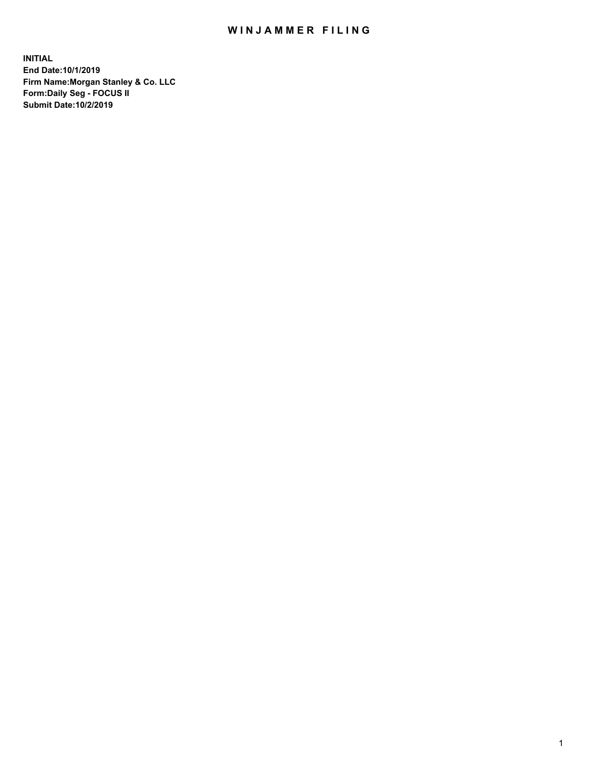# WINJAMMER FILING

**INITIAL**
**End Date:10/1/2019**
**Firm Name:Morgan Stanley & Co. LLC**
**Form:Daily Seg - FOCUS II**
**Submit Date:10/2/2019**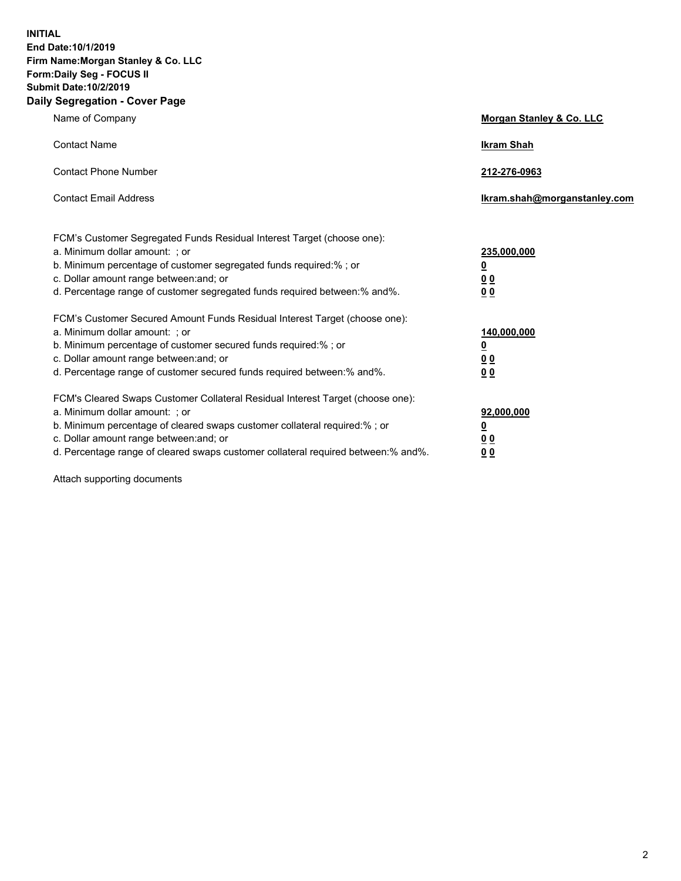**INITIAL**
**End Date:10/1/2019**
**Firm Name:Morgan Stanley & Co. LLC**
**Form:Daily Seg - FOCUS II**
**Submit Date:10/2/2019**

## Daily Segregation - Cover Page

| | |
|---|---|
| Name of Company | **Morgan Stanley & Co. LLC** |
| Contact Name | **Ikram Shah** |
| Contact Phone Number | **212-276-0963** |
| Contact Email Address | **Ikram.shah@morganstanley.com** |

| | |
|---|---|
| FCM's Customer Segregated Funds Residual Interest Target (choose one): | |
| a. Minimum dollar amount: ; or | **235,000,000** |
| b. Minimum percentage of customer segregated funds required:% ; or | **0** |
| c. Dollar amount range between:and; or | **0 0** |
| d. Percentage range of customer segregated funds required between:% and%. | **0 0** |
| FCM's Customer Secured Amount Funds Residual Interest Target (choose one): | |
| a. Minimum dollar amount: ; or | **140,000,000** |
| b. Minimum percentage of customer secured funds required:% ; or | **0** |
| c. Dollar amount range between:and; or | **0 0** |
| d. Percentage range of customer secured funds required between:% and%. | **0 0** |
| FCM's Cleared Swaps Customer Collateral Residual Interest Target (choose one): | |
| a. Minimum dollar amount: ; or | **92,000,000** |
| b. Minimum percentage of cleared swaps customer collateral required:% ; or | **0** |
| c. Dollar amount range between:and; or | **0 0** |
| d. Percentage range of cleared swaps customer collateral required between:% and%. | **0 0** |

Attach supporting documents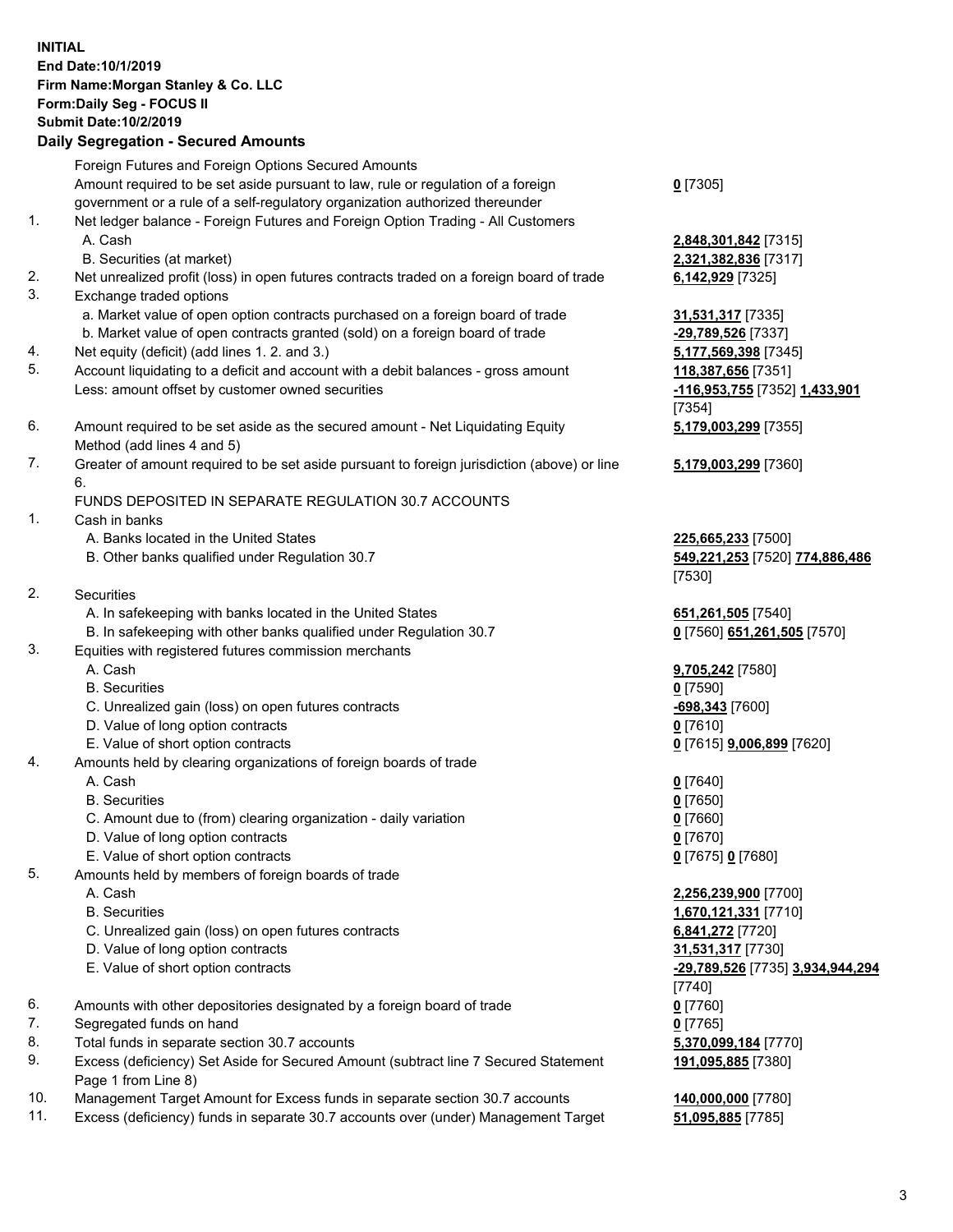**INITIAL**
**End Date:10/1/2019**
**Firm Name:Morgan Stanley & Co. LLC**
**Form:Daily Seg - FOCUS II**
**Submit Date:10/2/2019**

## Daily Segregation - Secured Amounts

| | | |
|---|---|---|
| | Foreign Futures and Foreign Options Secured Amounts | |
| | Amount required to be set aside pursuant to law, rule or regulation of a foreign government or a rule of a self-regulatory organization authorized thereunder | **0** [7305] |
| 1. | Net ledger balance - Foreign Futures and Foreign Option Trading - All Customers | |
| | A. Cash | **2,848,301,842** [7315] |
| | B. Securities (at market) | **2,321,382,836** [7317] |
| 2. | Net unrealized profit (loss) in open futures contracts traded on a foreign board of trade | **6,142,929** [7325] |
| 3. | Exchange traded options | |
| | a. Market value of open option contracts purchased on a foreign board of trade | **31,531,317** [7335] |
| | b. Market value of open contracts granted (sold) on a foreign board of trade | **-29,789,526** [7337] |
| 4. | Net equity (deficit) (add lines 1. 2. and 3.) | **5,177,569,398** [7345] |
| 5. | Account liquidating to a deficit and account with a debit balances - gross amount | **118,387,656** [7351] |
| | Less: amount offset by customer owned securities | **-116,953,755** [7352] **1,433,901** [7354] |
| 6. | Amount required to be set aside as the secured amount - Net Liquidating Equity Method (add lines 4 and 5) | **5,179,003,299** [7355] |
| 7. | Greater of amount required to be set aside pursuant to foreign jurisdiction (above) or line 6. | **5,179,003,299** [7360] |
| | FUNDS DEPOSITED IN SEPARATE REGULATION 30.7 ACCOUNTS | |
| 1. | Cash in banks | |
| | A. Banks located in the United States | **225,665,233** [7500] |
| | B. Other banks qualified under Regulation 30.7 | **549,221,253** [7520] **774,886,486** [7530] |
| 2. | Securities | |
| | A. In safekeeping with banks located in the United States | **651,261,505** [7540] |
| | B. In safekeeping with other banks qualified under Regulation 30.7 | **0** [7560] **651,261,505** [7570] |
| 3. | Equities with registered futures commission merchants | |
| | A. Cash | **9,705,242** [7580] |
| | B. Securities | **0** [7590] |
| | C. Unrealized gain (loss) on open futures contracts | **-698,343** [7600] |
| | D. Value of long option contracts | **0** [7610] |
| | E. Value of short option contracts | **0** [7615] **9,006,899** [7620] |
| 4. | Amounts held by clearing organizations of foreign boards of trade | |
| | A. Cash | **0** [7640] |
| | B. Securities | **0** [7650] |
| | C. Amount due to (from) clearing organization - daily variation | **0** [7660] |
| | D. Value of long option contracts | **0** [7670] |
| | E. Value of short option contracts | **0** [7675] **0** [7680] |
| 5. | Amounts held by members of foreign boards of trade | |
| | A. Cash | **2,256,239,900** [7700] |
| | B. Securities | **1,670,121,331** [7710] |
| | C. Unrealized gain (loss) on open futures contracts | **6,841,272** [7720] |
| | D. Value of long option contracts | **31,531,317** [7730] |
| | E. Value of short option contracts | **-29,789,526** [7735] **3,934,944,294** [7740] |
| 6. | Amounts with other depositories designated by a foreign board of trade | **0** [7760] |
| 7. | Segregated funds on hand | **0** [7765] |
| 8. | Total funds in separate section 30.7 accounts | **5,370,099,184** [7770] |
| 9. | Excess (deficiency) Set Aside for Secured Amount (subtract line 7 Secured Statement Page 1 from Line 8) | **191,095,885** [7380] |
| 10. | Management Target Amount for Excess funds in separate section 30.7 accounts | **140,000,000** [7780] |
| 11. | Excess (deficiency) funds in separate 30.7 accounts over (under) Management Target | **51,095,885** [7785] |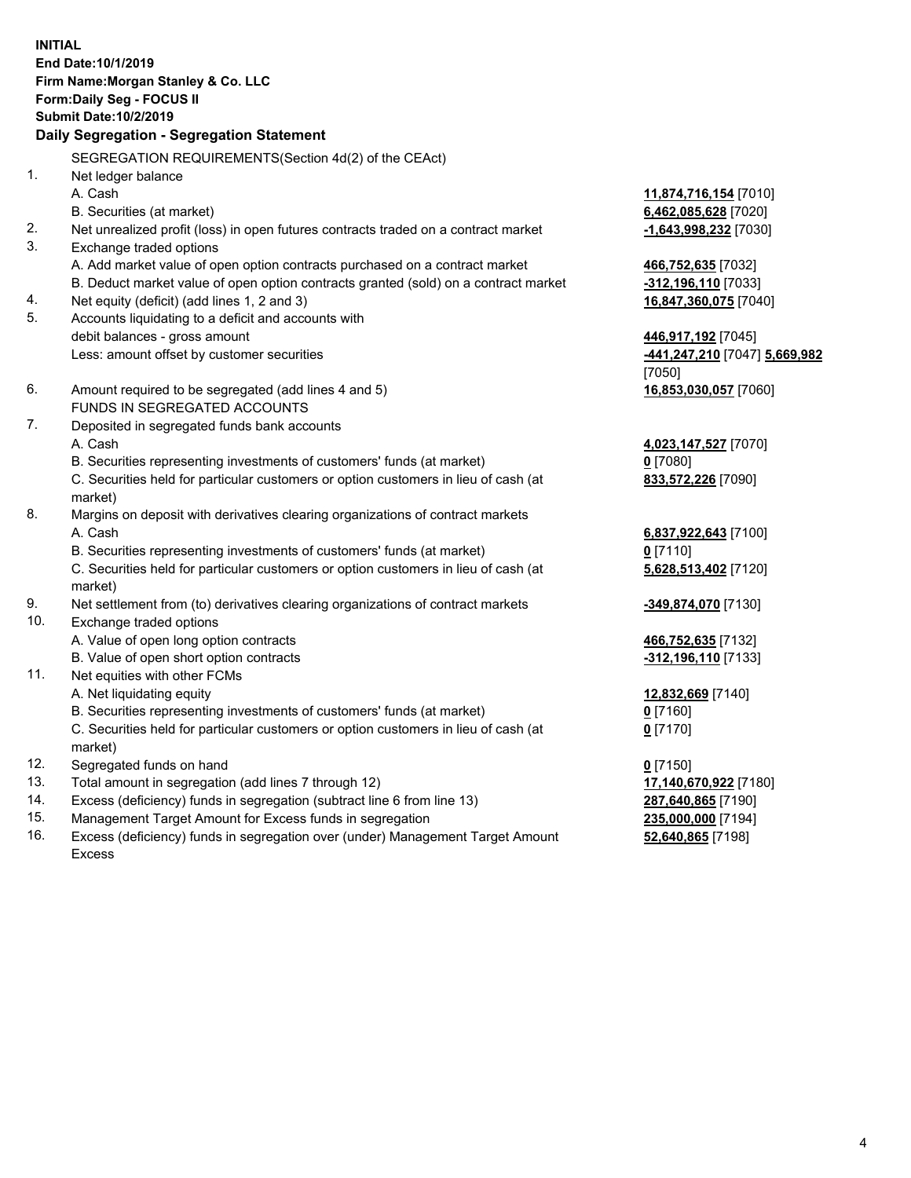**INITIAL**
**End Date:10/1/2019**
**Firm Name:Morgan Stanley & Co. LLC**
**Form:Daily Seg - FOCUS II**
**Submit Date:10/2/2019**

## Daily Segregation - Segregation Statement

SEGREGATION REQUIREMENTS(Section 4d(2) of the CEAct)

| | | |
|---|---|---|
| 1. | Net ledger balance | |
| | A. Cash | **11,874,716,154** [7010] |
| | B. Securities (at market) | **6,462,085,628** [7020] |
| 2. | Net unrealized profit (loss) in open futures contracts traded on a contract market | **-1,643,998,232** [7030] |
| 3. | Exchange traded options | |
| | A. Add market value of open option contracts purchased on a contract market | **466,752,635** [7032] |
| | B. Deduct market value of open option contracts granted (sold) on a contract market | **-312,196,110** [7033] |
| 4. | Net equity (deficit) (add lines 1, 2 and 3) | **16,847,360,075** [7040] |
| 5. | Accounts liquidating to a deficit and accounts with debit balances - gross amount | **446,917,192** [7045] |
| | Less: amount offset by customer securities | **-441,247,210** [7047] **5,669,982** [7050] |
| 6. | Amount required to be segregated (add lines 4 and 5) | **16,853,030,057** [7060] |
| | FUNDS IN SEGREGATED ACCOUNTS | |
| 7. | Deposited in segregated funds bank accounts | |
| | A. Cash | **4,023,147,527** [7070] |
| | B. Securities representing investments of customers' funds (at market) | **0** [7080] |
| | C. Securities held for particular customers or option customers in lieu of cash (at market) | **833,572,226** [7090] |
| 8. | Margins on deposit with derivatives clearing organizations of contract markets | |
| | A. Cash | **6,837,922,643** [7100] |
| | B. Securities representing investments of customers' funds (at market) | **0** [7110] |
| | C. Securities held for particular customers or option customers in lieu of cash (at market) | **5,628,513,402** [7120] |
| 9. | Net settlement from (to) derivatives clearing organizations of contract markets | **-349,874,070** [7130] |
| 10. | Exchange traded options | |
| | A. Value of open long option contracts | **466,752,635** [7132] |
| | B. Value of open short option contracts | **-312,196,110** [7133] |
| 11. | Net equities with other FCMs | |
| | A. Net liquidating equity | **12,832,669** [7140] |
| | B. Securities representing investments of customers' funds (at market) | **0** [7160] |
| | C. Securities held for particular customers or option customers in lieu of cash (at market) | **0** [7170] |
| 12. | Segregated funds on hand | **0** [7150] |
| 13. | Total amount in segregation (add lines 7 through 12) | **17,140,670,922** [7180] |
| 14. | Excess (deficiency) funds in segregation (subtract line 6 from line 13) | **287,640,865** [7190] |
| 15. | Management Target Amount for Excess funds in segregation | **235,000,000** [7194] |
| 16. | Excess (deficiency) funds in segregation over (under) Management Target Amount Excess | **52,640,865** [7198] |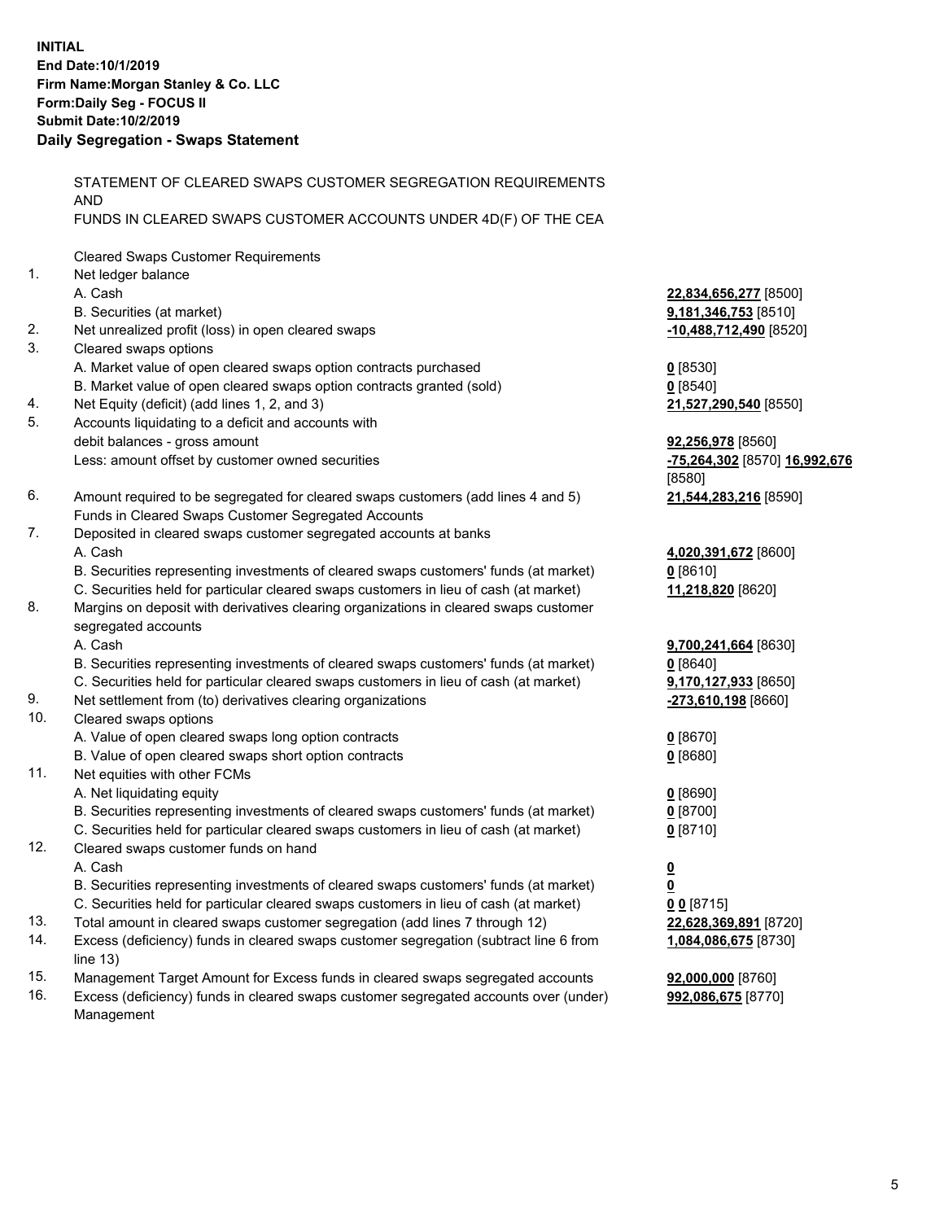**INITIAL**
**End Date:10/1/2019**
**Firm Name:Morgan Stanley & Co. LLC**
**Form:Daily Seg - FOCUS II**
**Submit Date:10/2/2019**
**Daily Segregation - Swaps Statement**

STATEMENT OF CLEARED SWAPS CUSTOMER SEGREGATION REQUIREMENTS AND FUNDS IN CLEARED SWAPS CUSTOMER ACCOUNTS UNDER 4D(F) OF THE CEA

| | | |
|---|---|---|
| | Cleared Swaps Customer Requirements | |
| 1. | Net ledger balance | |
| | A. Cash | **22,834,656,277** [8500] |
| | B. Securities (at market) | **9,181,346,753** [8510] |
| 2. | Net unrealized profit (loss) in open cleared swaps | **-10,488,712,490** [8520] |
| 3. | Cleared swaps options | |
| | A. Market value of open cleared swaps option contracts purchased | **0** [8530] |
| | B. Market value of open cleared swaps option contracts granted (sold) | **0** [8540] |
| 4. | Net Equity (deficit) (add lines 1, 2, and 3) | **21,527,290,540** [8550] |
| 5. | Accounts liquidating to a deficit and accounts with debit balances - gross amount | **92,256,978** [8560] |
| | Less: amount offset by customer owned securities | **-75,264,302** [8570] **16,992,676** [8580] |
| 6. | Amount required to be segregated for cleared swaps customers (add lines 4 and 5) | **21,544,283,216** [8590] |
| | Funds in Cleared Swaps Customer Segregated Accounts | |
| 7. | Deposited in cleared swaps customer segregated accounts at banks | |
| | A. Cash | **4,020,391,672** [8600] |
| | B. Securities representing investments of cleared swaps customers' funds (at market) | **0** [8610] |
| | C. Securities held for particular cleared swaps customers in lieu of cash (at market) | **11,218,820** [8620] |
| 8. | Margins on deposit with derivatives clearing organizations in cleared swaps customer segregated accounts | |
| | A. Cash | **9,700,241,664** [8630] |
| | B. Securities representing investments of cleared swaps customers' funds (at market) | **0** [8640] |
| | C. Securities held for particular cleared swaps customers in lieu of cash (at market) | **9,170,127,933** [8650] |
| 9. | Net settlement from (to) derivatives clearing organizations | **-273,610,198** [8660] |
| 10. | Cleared swaps options | |
| | A. Value of open cleared swaps long option contracts | **0** [8670] |
| | B. Value of open cleared swaps short option contracts | **0** [8680] |
| 11. | Net equities with other FCMs | |
| | A. Net liquidating equity | **0** [8690] |
| | B. Securities representing investments of cleared swaps customers' funds (at market) | **0** [8700] |
| | C. Securities held for particular cleared swaps customers in lieu of cash (at market) | **0** [8710] |
| 12. | Cleared swaps customer funds on hand | |
| | A. Cash | **0** |
| | B. Securities representing investments of cleared swaps customers' funds (at market) | **0** |
| | C. Securities held for particular cleared swaps customers in lieu of cash (at market) | **0** **0** [8715] |
| 13. | Total amount in cleared swaps customer segregation (add lines 7 through 12) | **22,628,369,891** [8720] |
| 14. | Excess (deficiency) funds in cleared swaps customer segregation (subtract line 6 from line 13) | **1,084,086,675** [8730] |
| 15. | Management Target Amount for Excess funds in cleared swaps segregated accounts | **92,000,000** [8760] |
| 16. | Excess (deficiency) funds in cleared swaps customer segregated accounts over (under) Management | **992,086,675** [8770] |